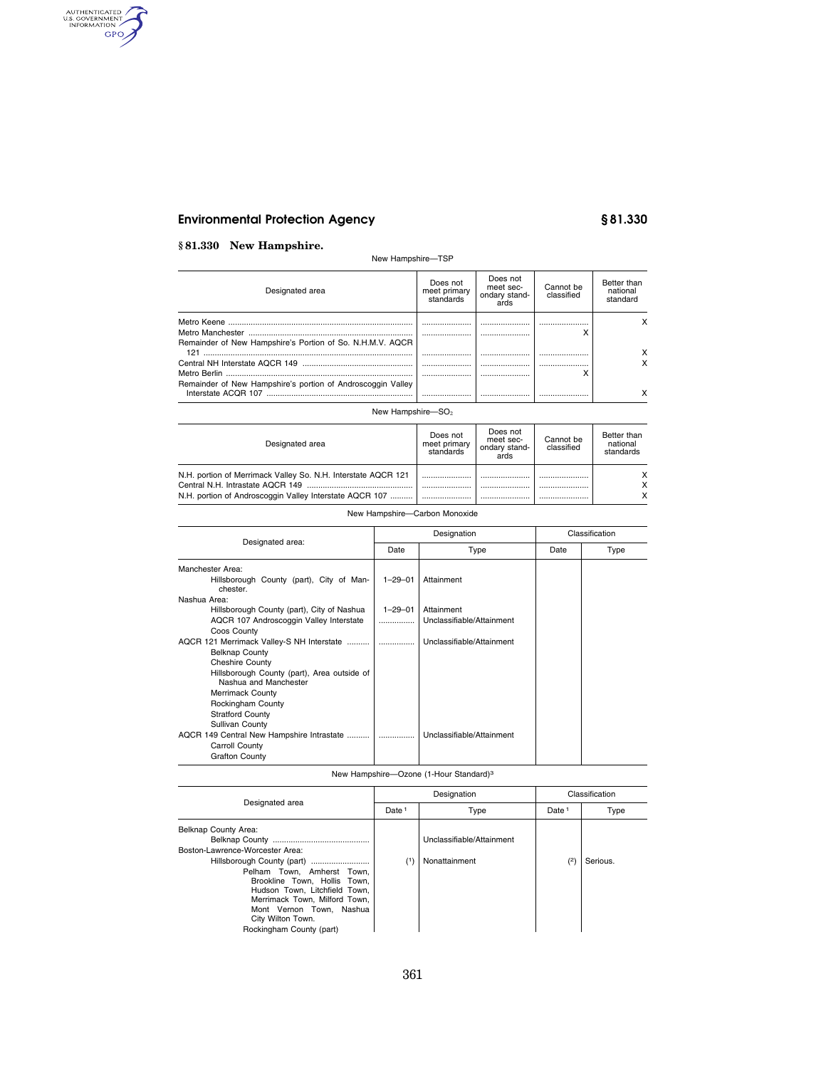## § 81.330 New Hampshire.

New Hampshire—TSP

| Designated area | Does not meet primary standards | Does not meet secondary standards | Cannot be classified | Better than national standard |
|---|---|---|---|---|
| Metro Keene | | | | X |
| Metro Manchester | | | X | |
| Remainder of New Hampshire's Portion of So. N.H.M.V. AQCR 121 | | | | X |
| Central NH Interstate AQCR 149 | | | | X |
| Metro Berlin | | | X | |
| Remainder of New Hampshire's portion of Androscoggin Valley Interstate ACQR 107 | | | | X |

New Hampshire—$SO_2$

| Designated area | Does not meet primary standards | Does not meet secondary standards | Cannot be classified | Better than national standards |
|---|---|---|---|---|
| N.H. portion of Merrimack Valley So. N.H. Interstate AQCR 121 | | | | X |
| Central N.H. Intrastate AQCR 149 | | | | X |
| N.H. portion of Androscoggin Valley Interstate AQCR 107 | | | | X |

New Hampshire—Carbon Monoxide

| Designated area: | Designation | | Classification | |
|---|---|---|---|---|
| | Date | Type | Date | Type |
| Manchester Area: | | | | |
| Hillsborough County (part), City of Manchester. | 1–29–01 | Attainment | | |
| Nashua Area: | | | | |
| Hillsborough County (part), City of Nashua | 1–29–01 | Attainment | | |
| AQCR 107 Androscoggin Valley Interstate | | Unclassifiable/Attainment | | |
| Coos County | | | | |
| AQCR 121 Merrimack Valley-S NH Interstate | | Unclassifiable/Attainment | | |
| Belknap County | | | | |
| Cheshire County | | | | |
| Hillsborough County (part), Area outside of Nashua and Manchester | | | | |
| Merrimack County | | | | |
| Rockingham County | | | | |
| Stratford County | | | | |
| Sullivan County | | | | |
| AQCR 149 Central New Hampshire Intrastate | | Unclassifiable/Attainment | | |
| Carroll County | | | | |
| Grafton County | | | | |

New Hampshire—Ozone (1-Hour Standard)[3]

| Designated area | Designation | | Classification | |
|---|---|---|---|---|
| | Date [1] | Type | Date [1] | Type |
| Belknap County Area: | | | | |
| Belknap County | | Unclassifiable/Attainment | | |
| Boston-Lawrence-Worcester Area: | | | | |
| Hillsborough County (part) | (1) | Nonattainment | (2) | Serious. |
| Pelham Town, Amherst Town, Brookline Town, Hollis Town, Hudson Town, Litchfield Town, Merrimack Town, Milford Town, Mont Vernon Town, Nashua City Wilton Town. | | | | |
| Rockingham County (part) | | | | |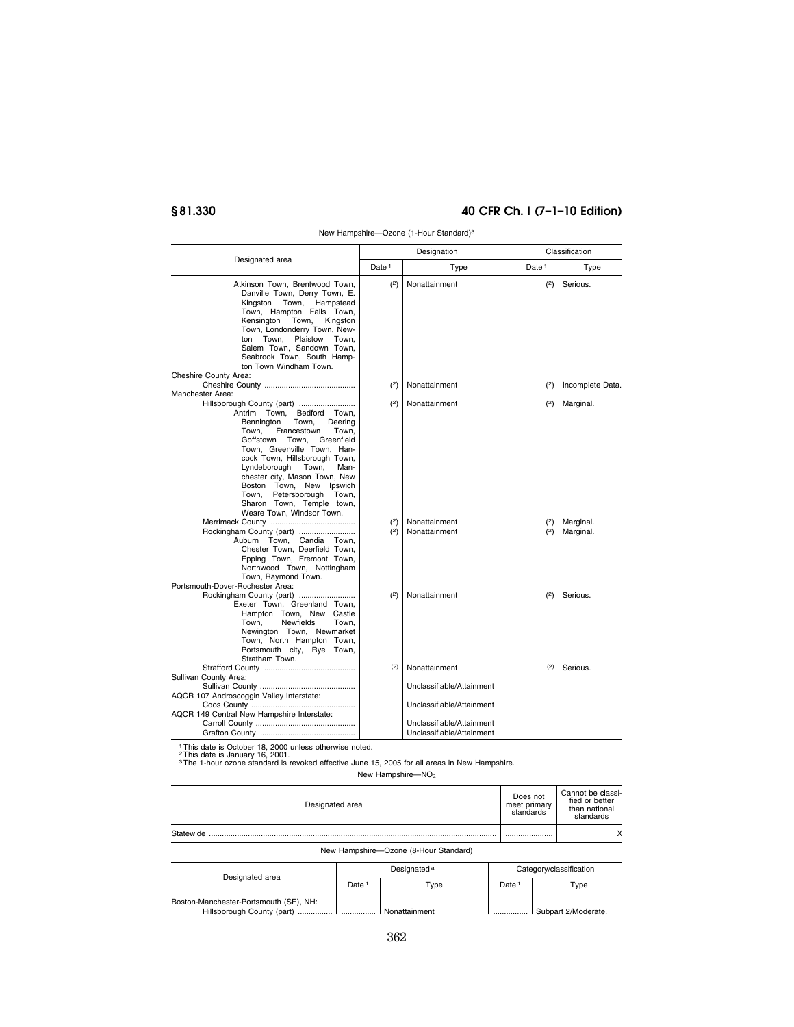New Hampshire—Ozone (1-Hour Standard)[3]

| Designated area | Designation | | Classification | |
|---|---|---|---|---|
| | Date [1] | Type | Date [1] | Type |
| Atkinson Town, Brentwood Town, Danville Town, Derry Town, E. Kingston Town, Hampstead Town, Hampton Falls Town, Kensington Town, Kingston Town, Londonderry Town, Newton Town, Plaistow Town, Salem Town, Sandown Town, Seabrook Town, South Hampton Town Windham Town. | (2) | Nonattainment | (2) | Serious. |
| Cheshire County Area: | | | | |
| Cheshire County | (2) | Nonattainment | (2) | Incomplete Data. |
| Manchester Area: | | | | |
| Hillsborough County (part) Antrim Town, Bedford Town, Bennington Town, Deering Town, Francestown Town, Goffstown Town, Greenfield Town, Greenville Town, Hancock Town, Hillsborough Town, Lyndeborough Town, Manchester city, Mason Town, New Boston Town, New Ipswich Town, Petersborough Town, Sharon Town, Temple town, Weare Town, Windsor Town. | (2) | Nonattainment | (2) | Marginal. |
| Merrimack County | (2) | Nonattainment | (2) | Marginal. |
| Rockingham County (part) Auburn Town, Candia Town, Chester Town, Deerfield Town, Epping Town, Fremont Town, Northwood Town, Nottingham Town, Raymond Town. | (2) | Nonattainment | (2) | Marginal. |
| Portsmouth-Dover-Rochester Area: | | | | |
| Rockingham County (part) Exeter Town, Greenland Town, Hampton Town, New Castle Town, Newfields Town, Newington Town, Newmarket Town, North Hampton Town, Portsmouth city, Rye Town, Stratham Town. | (2) | Nonattainment | (2) | Serious. |
| Strafford County | (2) | Nonattainment | (2) | Serious. |
| Sullivan County Area: | | | | |
| Sullivan County | | Unclassifiable/Attainment | | |
| AQCR 107 Androscoggin Valley Interstate: | | | | |
| Coos County | | Unclassifiable/Attainment | | |
| AQCR 149 Central New Hampshire Interstate: | | | | |
| Carroll County | | Unclassifiable/Attainment | | |
| Grafton County | | Unclassifiable/Attainment | | |

[1] This date is October 18, 2000 unless otherwise noted.
[2] This date is January 16, 2001.
[3] The 1-hour ozone standard is revoked effective June 15, 2005 for all areas in New Hampshire.

New Hampshire—$NO_2$

| Designated area | Does not meet primary standards | Cannot be classified or better than national standards |
|---|---|---|
| Statewide | | X |

New Hampshire—Ozone (8-Hour Standard)

| Designated area | Designated [a] | | Category/classification | |
|---|---|---|---|---|
| | Date [1] | Type | Date [1] | Type |
| Boston-Manchester-Portsmouth (SE), NH: | | | | |
| Hillsborough County (part) | | Nonattainment | | Subpart 2/Moderate. |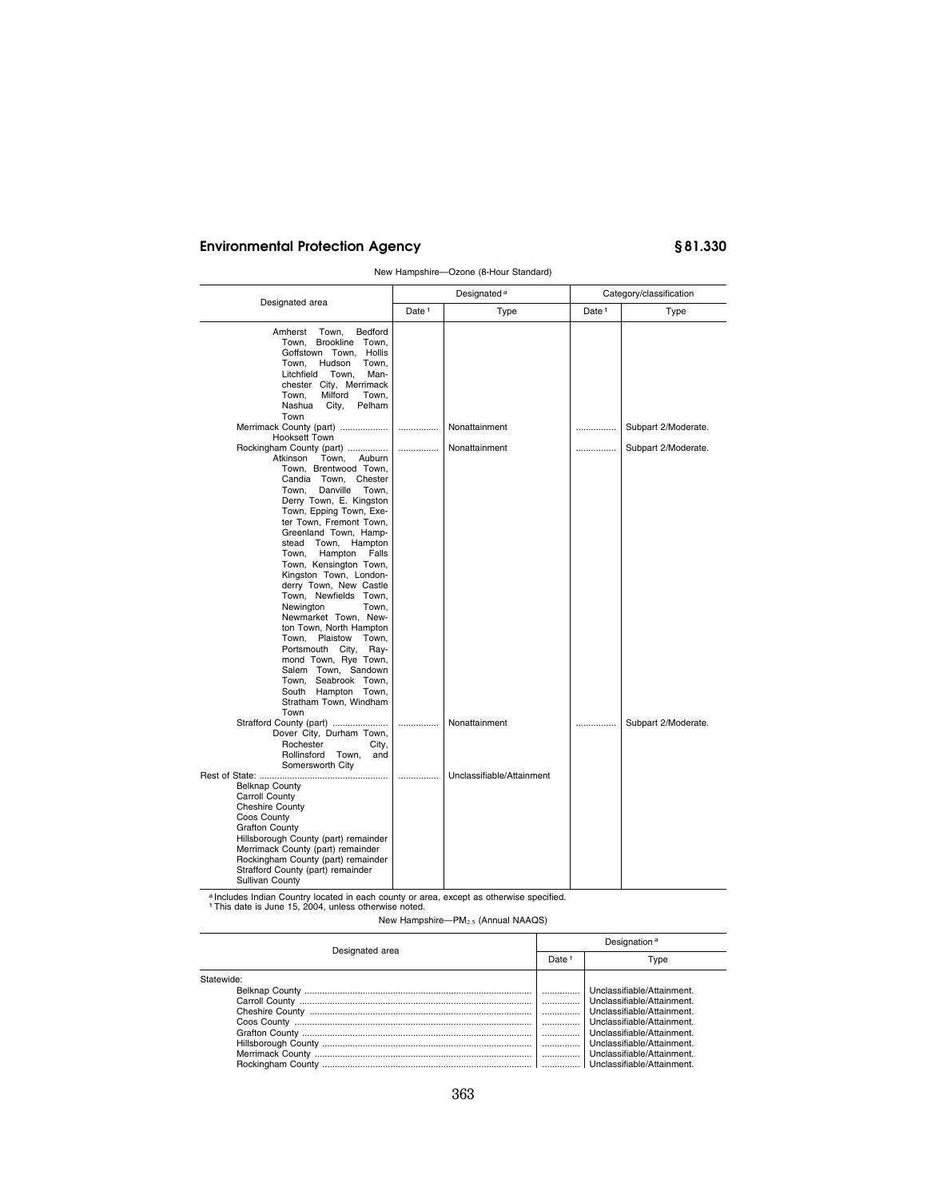New Hampshire—Ozone (8-Hour Standard)

| Designated area | Designated[a] | | Category/classification | |
|---|---|---|---|---|
| | Date[1] | Type | Date[1] | Type |
| Amherst Town, Bedford Town, Brookline Town, Goffstown Town, Hollis Town, Hudson Town, Litchfield Town, Manchester City, Merrimack Town, Milford Town, Nashua City, Pelham Town | | | | |
| Merrimack County (part) | ............... | Nonattainment | ............... | Subpart 2/Moderate. |
| Hooksett Town | | | | |
| Rockingham County (part) | ............... | Nonattainment | ............... | Subpart 2/Moderate. |
| Atkinson Town, Auburn Town, Brentwood Town, Candia Town, Chester Town, Danville Town, Derry Town, E. Kingston Town, Epping Town, Exeter Town, Fremont Town, Greenland Town, Hampstead Town, Hampton Town, Hampton Falls Town, Kensington Town, Kingston Town, Londonderry Town, New Castle Town, Newfields Town, Newington Town, Newmarket Town, Newton Town, North Hampton Town, Plaistow Town, Portsmouth City, Raymond Town, Rye Town, Salem Town, Sandown Town, Seabrook Town, South Hampton Town, Stratham Town, Windham Town | | | | |
| Strafford County (part) | ............... | Nonattainment | ............... | Subpart 2/Moderate. |
| Dover City, Durham Town, Rochester City, Rollinsford Town, and Somersworth City | | | | |
| Rest of State: | ............... | Unclassifiable/Attainment | | |
| Belknap County | | | | |
| Carroll County | | | | |
| Cheshire County | | | | |
| Coos County | | | | |
| Grafton County | | | | |
| Hillsborough County (part) remainder | | | | |
| Merrimack County (part) remainder | | | | |
| Rockingham County (part) remainder | | | | |
| Strafford County (part) remainder | | | | |
| Sullivan County | | | | |

[a] Includes Indian Country located in each county or area, except as otherwise specified.
[1] This date is June 15, 2004, unless otherwise noted.

New Hampshire—$PM_{2.5}$ (Annual NAAQS)

| Designated area | Designation[a] | |
|---|---|---|
| | Date[1] | Type |
| Statewide: | | |
| Belknap County | ............... | Unclassifiable/Attainment. |
| Carroll County | ............... | Unclassifiable/Attainment. |
| Cheshire County | ............... | Unclassifiable/Attainment. |
| Coos County | ............... | Unclassifiable/Attainment. |
| Grafton County | ............... | Unclassifiable/Attainment. |
| Hillsborough County | ............... | Unclassifiable/Attainment. |
| Merrimack County | ............... | Unclassifiable/Attainment. |
| Rockingham County | ............... | Unclassifiable/Attainment. |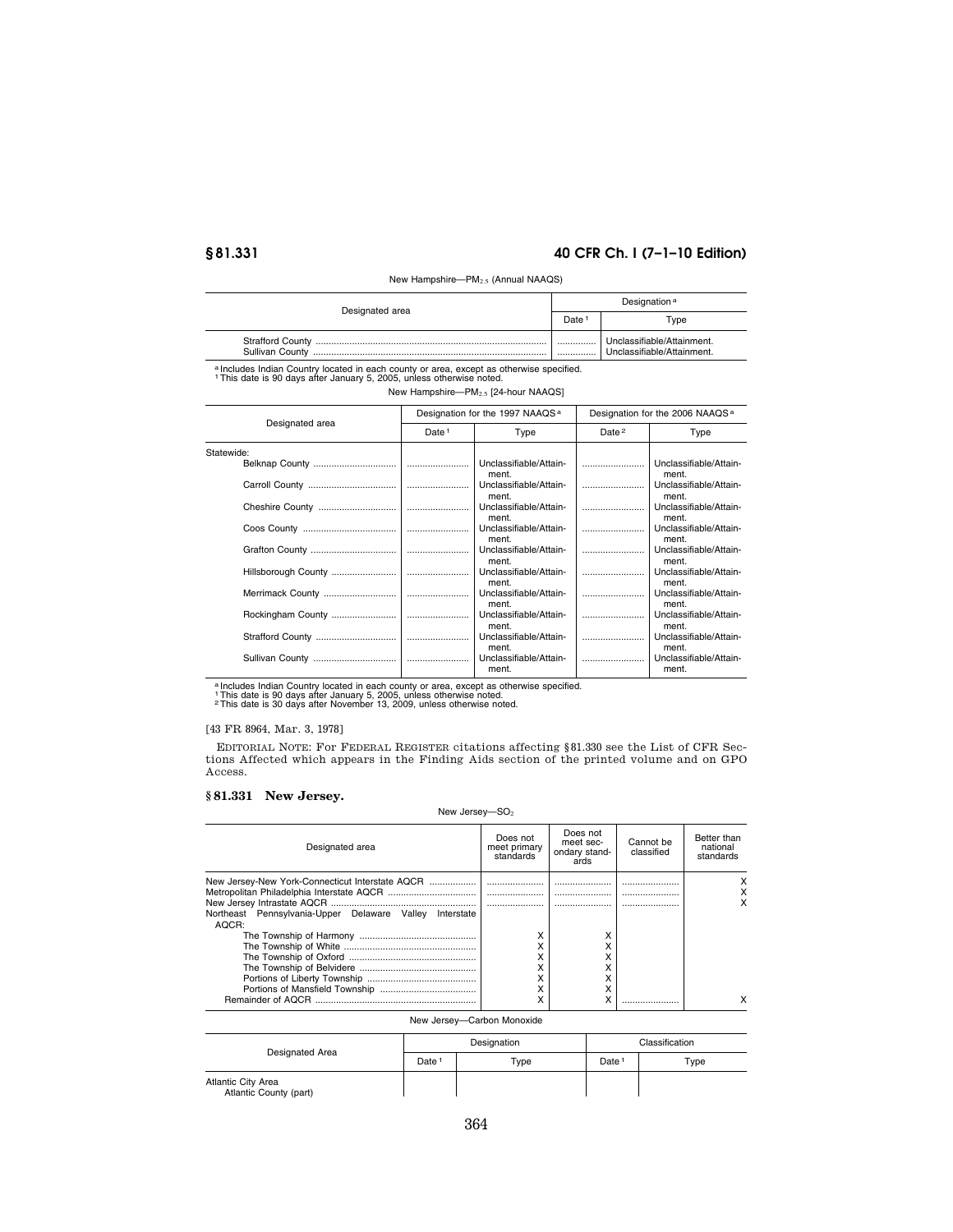New Hampshire—$PM_{2.5}$ (Annual NAAQS)

| Designated area | Designation [a] | |
|---|---|---|
| | Date [1] | Type |
| Strafford County | ............... | Unclassifiable/Attainment. |
| Sullivan County | ............... | Unclassifiable/Attainment. |

[a] Includes Indian Country located in each county or area, except as otherwise specified.
[1] This date is 90 days after January 5, 2005, unless otherwise noted.

New Hampshire—$PM_{2.5}$ [24-hour NAAQS]

| Designated area | Designation for the 1997 NAAQS [a] | | Designation for the 2006 NAAQS [a] | |
|---|---|---|---|---|
| | Date [1] | Type | Date [2] | Type |
| Statewide: | | | | |
| Belknap County | ........................ | Unclassifiable/Attainment. | ........................ | Unclassifiable/Attainment. |
| Carroll County | ........................ | Unclassifiable/Attainment. | ........................ | Unclassifiable/Attainment. |
| Cheshire County | ........................ | Unclassifiable/Attainment. | ........................ | Unclassifiable/Attainment. |
| Coos County | ........................ | Unclassifiable/Attainment. | ........................ | Unclassifiable/Attainment. |
| Grafton County | ........................ | Unclassifiable/Attainment. | ........................ | Unclassifiable/Attainment. |
| Hillsborough County | ........................ | Unclassifiable/Attainment. | ........................ | Unclassifiable/Attainment. |
| Merrimack County | ........................ | Unclassifiable/Attainment. | ........................ | Unclassifiable/Attainment. |
| Rockingham County | ........................ | Unclassifiable/Attainment. | ........................ | Unclassifiable/Attainment. |
| Strafford County | ........................ | Unclassifiable/Attainment. | ........................ | Unclassifiable/Attainment. |
| Sullivan County | ........................ | Unclassifiable/Attainment. | ........................ | Unclassifiable/Attainment. |

[a] Includes Indian Country located in each county or area, except as otherwise specified.
[1] This date is 90 days after January 5, 2005, unless otherwise noted.
[2] This date is 30 days after November 13, 2009, unless otherwise noted.

[43 FR 8964, Mar. 3, 1978]

EDITORIAL NOTE: For FEDERAL REGISTER citations affecting §81.330 see the List of CFR Sections Affected which appears in the Finding Aids section of the printed volume and on GPO Access.

## § 81.331 New Jersey.

New Jersey—$SO_2$

| Designated area | Does not meet primary standards | Does not meet secondary standards | Cannot be classified | Better than national standards |
|---|---|---|---|---|
| New Jersey-New York-Connecticut Interstate AQCR | ...................... | ...................... | ...................... | X |
| Metropolitan Philadelphia Interstate AQCR | ...................... | ...................... | ...................... | X |
| New Jersey Intrastate AQCR | ...................... | ...................... | ...................... | X |
| Northeast Pennsylvania-Upper Delaware Valley Interstate AQCR: | | | | |
| The Township of Harmony | X | X | | |
| The Township of White | X | X | | |
| The Township of Oxford | X | X | | |
| The Township of Belvidere | X | X | | |
| Portions of Liberty Township | X | X | | |
| Portions of Mansfield Township | X | X | | |
| Remainder of AQCR | X | X | ...................... | X |

New Jersey—Carbon Monoxide

| Designated Area | Designation | | Classification | |
|---|---|---|---|---|
| | Date [1] | Type | Date [1] | Type |
| Atlantic City Area | | | | |
| Atlantic County (part) | | | | |